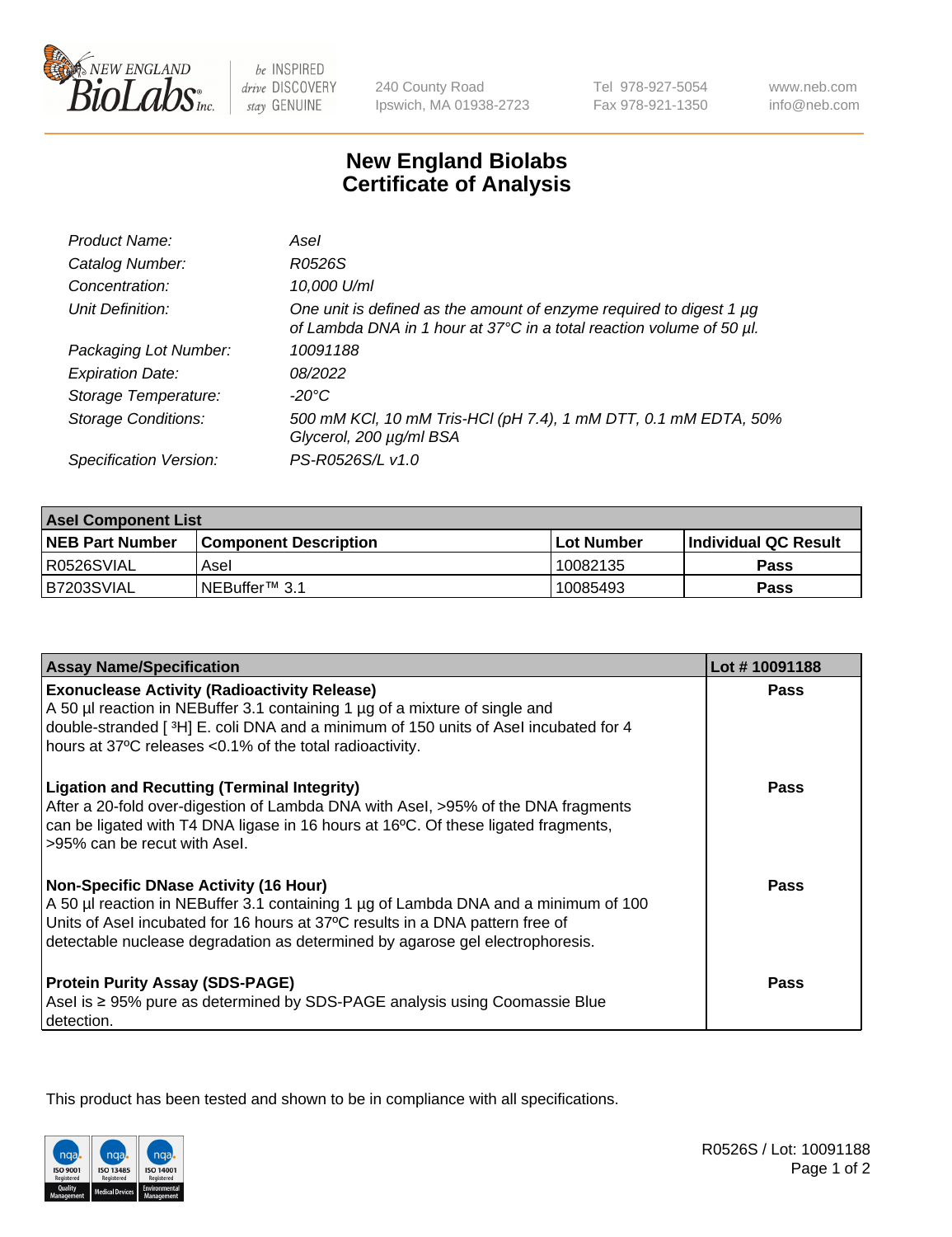# New England Biolabs Certificate of Analysis

| | |
|---|---|
| *Product Name:* | *AseI* |
| *Catalog Number:* | *R0526S* |
| *Concentration:* | *10,000 U/ml* |
| *Unit Definition:* | *One unit is defined as the amount of enzyme required to digest 1 µg of Lambda DNA in 1 hour at 37°C in a total reaction volume of 50 µl.* |
| *Packaging Lot Number:* | *10091188* |
| *Expiration Date:* | *08/2022* |
| *Storage Temperature:* | *-20°C* |
| *Storage Conditions:* | *500 mM KCl, 10 mM Tris-HCl (pH 7.4), 1 mM DTT, 0.1 mM EDTA, 50% Glycerol, 200 µg/ml BSA* |
| *Specification Version:* | *PS-R0526S/L v1.0* |

| AseI Component List | | | |
|---|---|---|---|
| **NEB Part Number** | **Component Description** | **Lot Number** | **Individual QC Result** |
| R0526SVIAL | AseI | 10082135 | **Pass** |
| B7203SVIAL | NEBuffer™ 3.1 | 10085493 | **Pass** |

| Assay Name/Specification | Lot # 10091188 |
|---|---|
| **Exonuclease Activity (Radioactivity Release)**<br>A 50 µl reaction in NEBuffer 3.1 containing 1 µg of a mixture of single and double-stranded [ $^{3}$H] E. coli DNA and a minimum of 150 units of AseI incubated for 4 hours at 37ºC releases <0.1% of the total radioactivity. | **Pass** |
| **Ligation and Recutting (Terminal Integrity)**<br>After a 20-fold over-digestion of Lambda DNA with AseI, >95% of the DNA fragments can be ligated with T4 DNA ligase in 16 hours at 16ºC. Of these ligated fragments, >95% can be recut with AseI. | **Pass** |
| **Non-Specific DNase Activity (16 Hour)**<br>A 50 µl reaction in NEBuffer 3.1 containing 1 µg of Lambda DNA and a minimum of 100 Units of AseI incubated for 16 hours at 37ºC results in a DNA pattern free of detectable nuclease degradation as determined by agarose gel electrophoresis. | **Pass** |
| **Protein Purity Assay (SDS-PAGE)**<br>AseI is ≥ 95% pure as determined by SDS-PAGE analysis using Coomassie Blue detection. | **Pass** |

This product has been tested and shown to be in compliance with all specifications.

R0526S / Lot: 10091188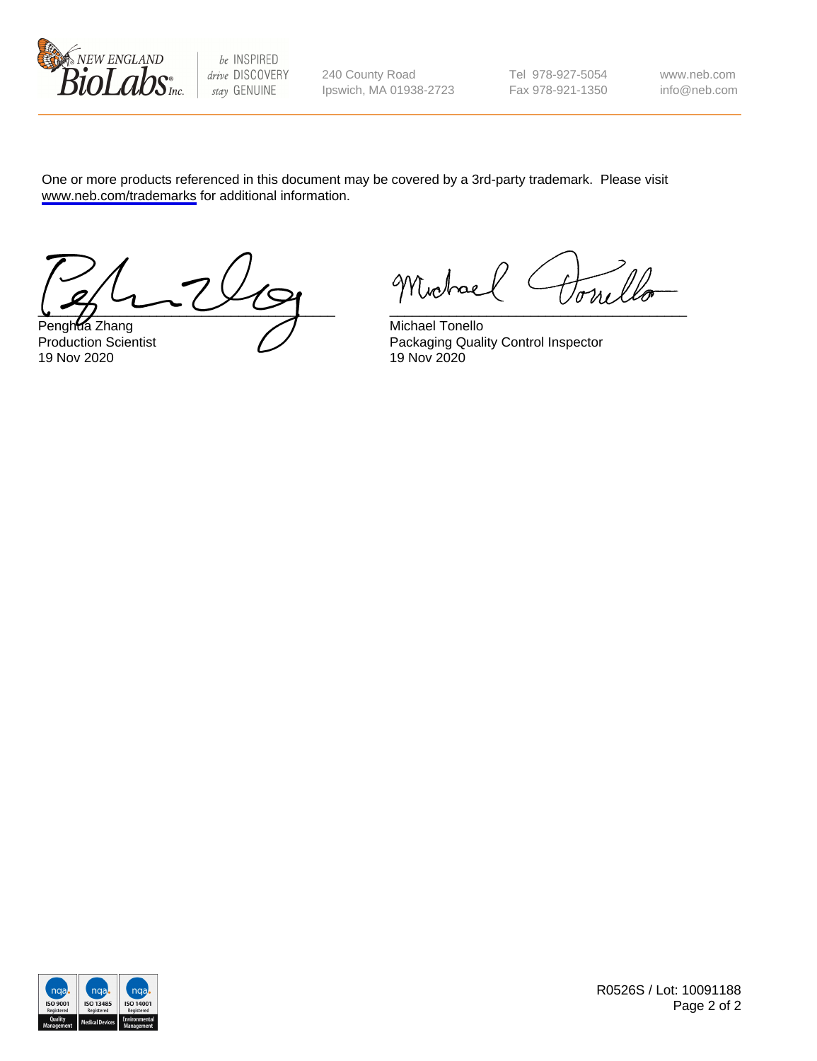One or more products referenced in this document may be covered by a 3rd-party trademark. Please visit www.neb.com/trademarks for additional information.

Penghua Zhang
Production Scientist
19 Nov 2020

Michael Tonello
Packaging Quality Control Inspector
19 Nov 2020

R0526S / Lot: 10091188